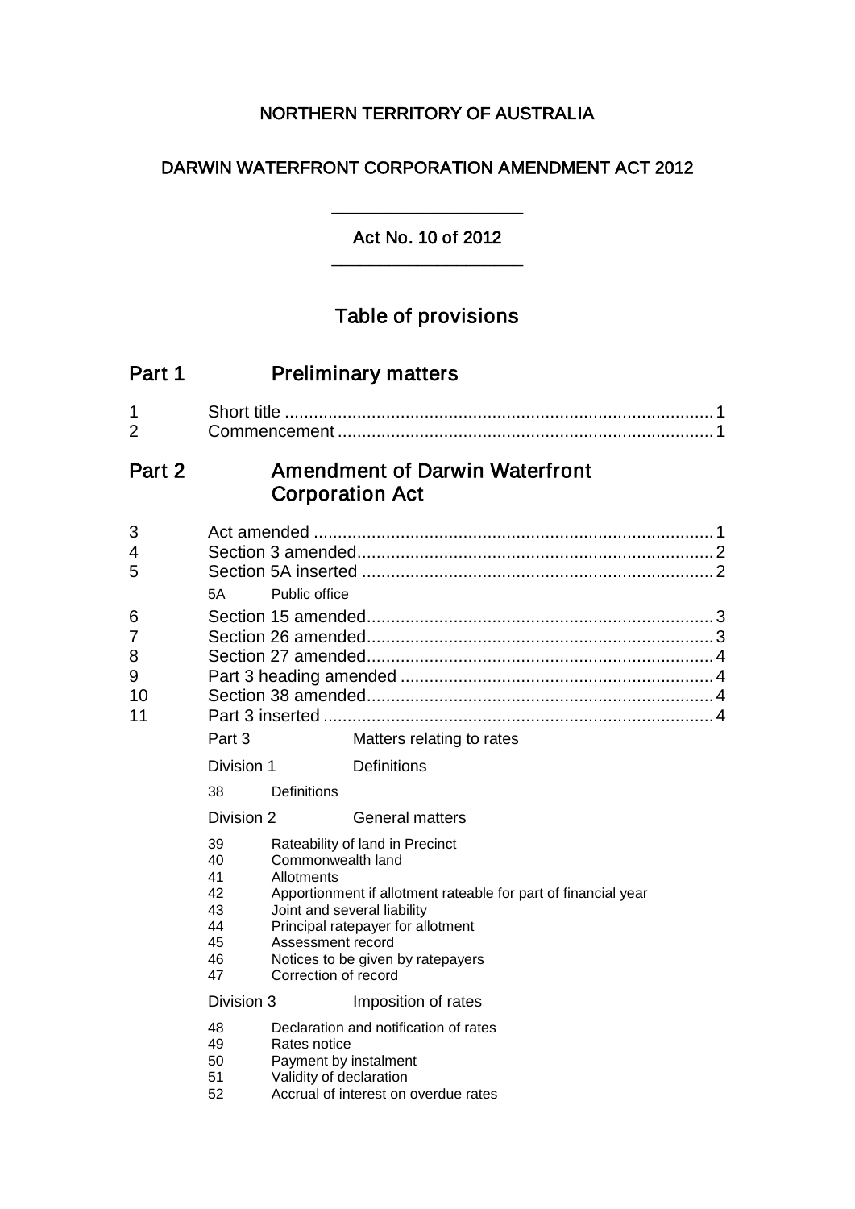NORTHERN TERRITORY OF AUSTRALIA

DARWIN WATERFRONT CORPORATION AMENDMENT ACT 2012

Act No. 10 of 2012

# Table of provisions

## Part 1 Preliminary matters

1 Short title ........ 1
2 Commencement ........ 1

## Part 2 Amendment of Darwin Waterfront Corporation Act

3 Act amended ........ 1
4 Section 3 amended ........ 2
5 Section 5A inserted ........ 2

- 5A Public office

6 Section 15 amended ........ 3
7 Section 26 amended ........ 3
8 Section 27 amended ........ 4
9 Part 3 heading amended ........ 4
10 Section 38 amended ........ 4
11 Part 3 inserted ........ 4

Part 3 Matters relating to rates

Division 1 Definitions

- 38 Definitions

Division 2 General matters

- 39 Rateability of land in Precinct
- 40 Commonwealth land
- 41 Allotments
- 42 Apportionment if allotment rateable for part of financial year
- 43 Joint and several liability
- 44 Principal ratepayer for allotment
- 45 Assessment record
- 46 Notices to be given by ratepayers
- 47 Correction of record

Division 3 Imposition of rates

- 48 Declaration and notification of rates
- 49 Rates notice
- 50 Payment by instalment
- 51 Validity of declaration
- 52 Accrual of interest on overdue rates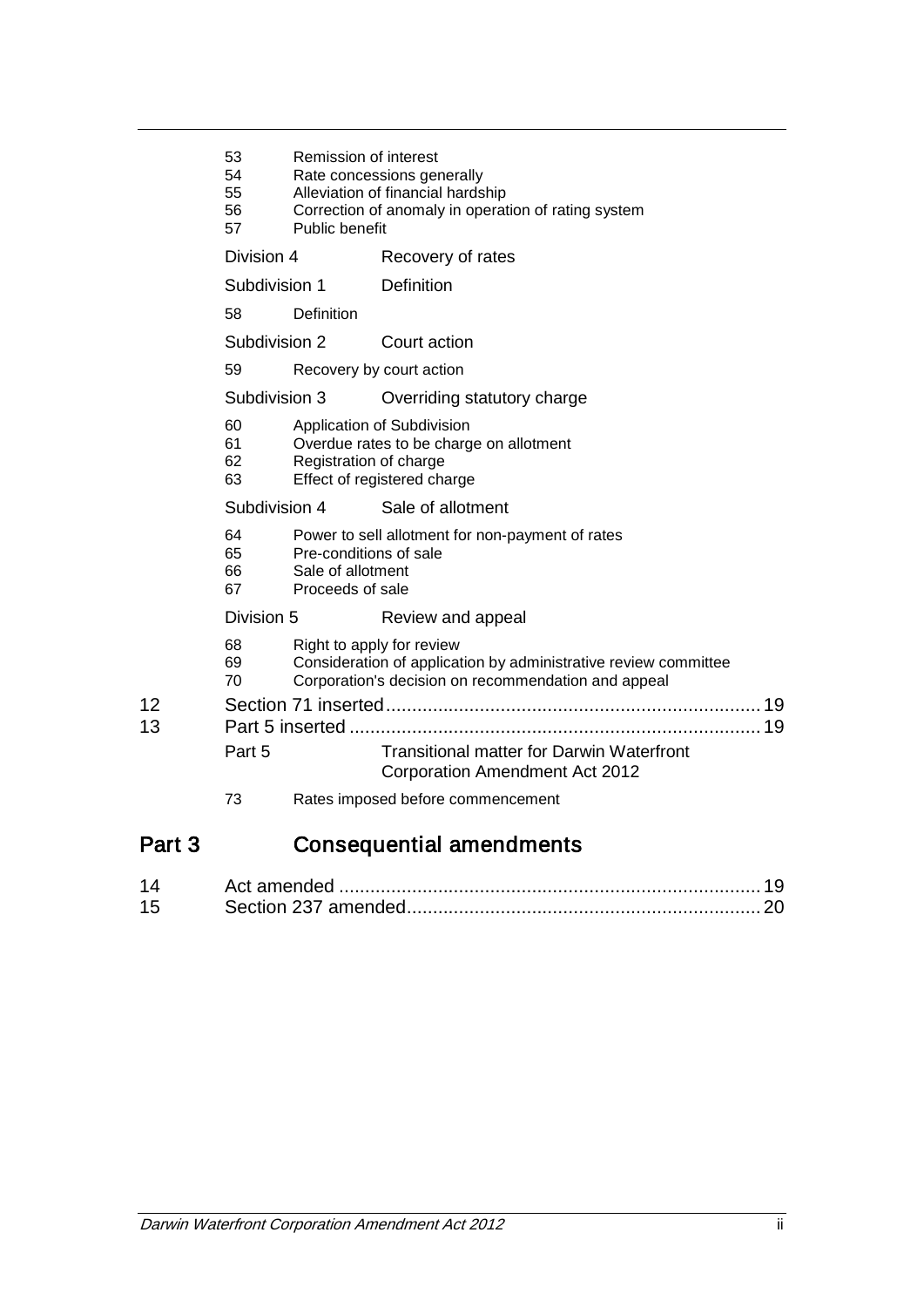53 Remission of interest
54 Rate concessions generally
55 Alleviation of financial hardship
56 Correction of anomaly in operation of rating system
57 Public benefit

Division 4 Recovery of rates

Subdivision 1 Definition

58 Definition

Subdivision 2 Court action

59 Recovery by court action

Subdivision 3 Overriding statutory charge

60 Application of Subdivision
61 Overdue rates to be charge on allotment
62 Registration of charge
63 Effect of registered charge

Subdivision 4 Sale of allotment

64 Power to sell allotment for non-payment of rates
65 Pre-conditions of sale
66 Sale of allotment
67 Proceeds of sale

Division 5 Review and appeal

68 Right to apply for review
69 Consideration of application by administrative review committee
70 Corporation's decision on recommendation and appeal

12 Section 71 inserted ........................................................................ 19
13 Part 5 inserted ............................................................................... 19

Part 5 Transitional matter for Darwin Waterfront Corporation Amendment Act 2012

73 Rates imposed before commencement

# Part 3 Consequential amendments

14 Act amended ................................................................................. 19
15 Section 237 amended.................................................................... 20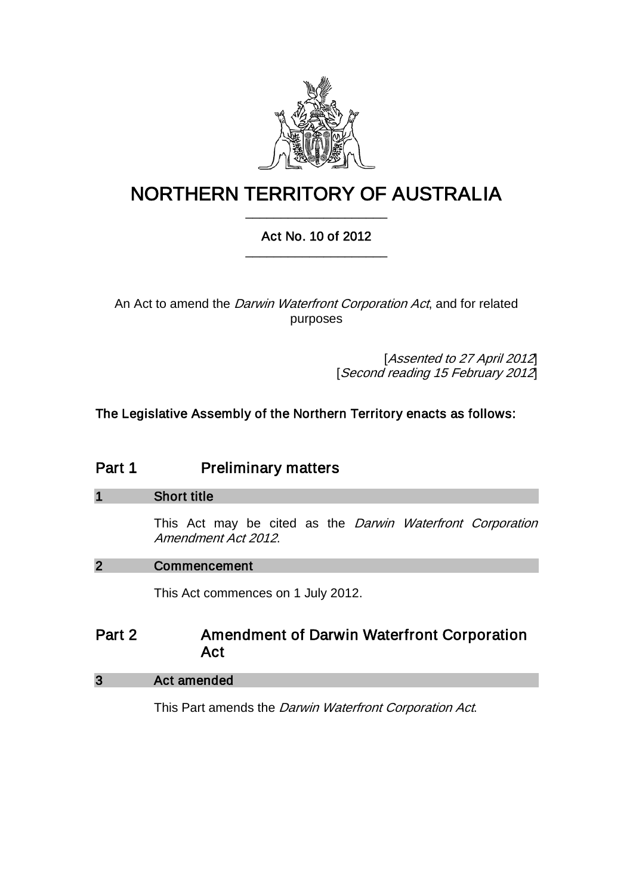# NORTHERN TERRITORY OF AUSTRALIA

Act No. 10 of 2012

An Act to amend the *Darwin Waterfront Corporation Act*, and for related purposes

[*Assented to 27 April 2012*]
[*Second reading 15 February 2012*]

**The Legislative Assembly of the Northern Territory enacts as follows:**

## Part 1 Preliminary matters

### 1 Short title

This Act may be cited as the *Darwin Waterfront Corporation Amendment Act 2012*.

### 2 Commencement

This Act commences on 1 July 2012.

## Part 2 Amendment of Darwin Waterfront Corporation Act

### 3 Act amended

This Part amends the *Darwin Waterfront Corporation Act*.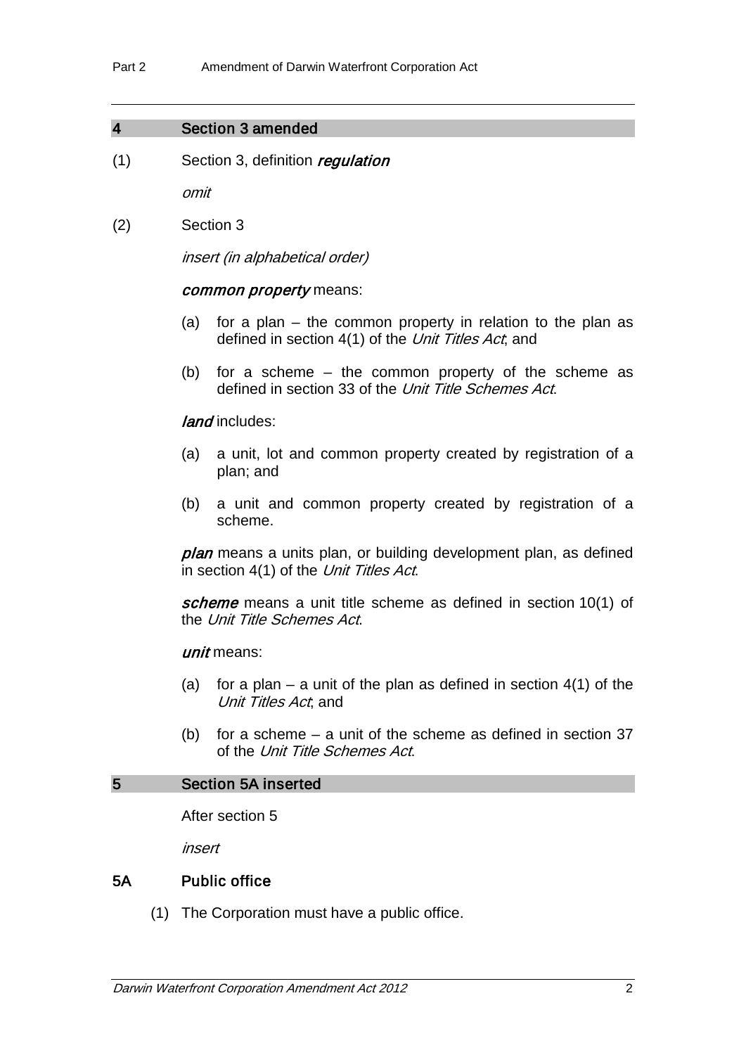## 4 Section 3 amended

(1) Section 3, definition ***regulation***

*omit*

(2) Section 3

*insert (in alphabetical order)*

***common property*** means:

(a) for a plan – the common property in relation to the plan as defined in section 4(1) of the *Unit Titles Act*; and

(b) for a scheme – the common property of the scheme as defined in section 33 of the *Unit Title Schemes Act*.

***land*** includes:

(a) a unit, lot and common property created by registration of a plan; and

(b) a unit and common property created by registration of a scheme.

***plan*** means a units plan, or building development plan, as defined in section 4(1) of the *Unit Titles Act*.

***scheme*** means a unit title scheme as defined in section 10(1) of the *Unit Title Schemes Act*.

***unit*** means:

(a) for a plan – a unit of the plan as defined in section 4(1) of the *Unit Titles Act*; and

(b) for a scheme – a unit of the scheme as defined in section 37 of the *Unit Title Schemes Act*.

## 5 Section 5A inserted

After section 5

*insert*

### 5A Public office

(1) The Corporation must have a public office.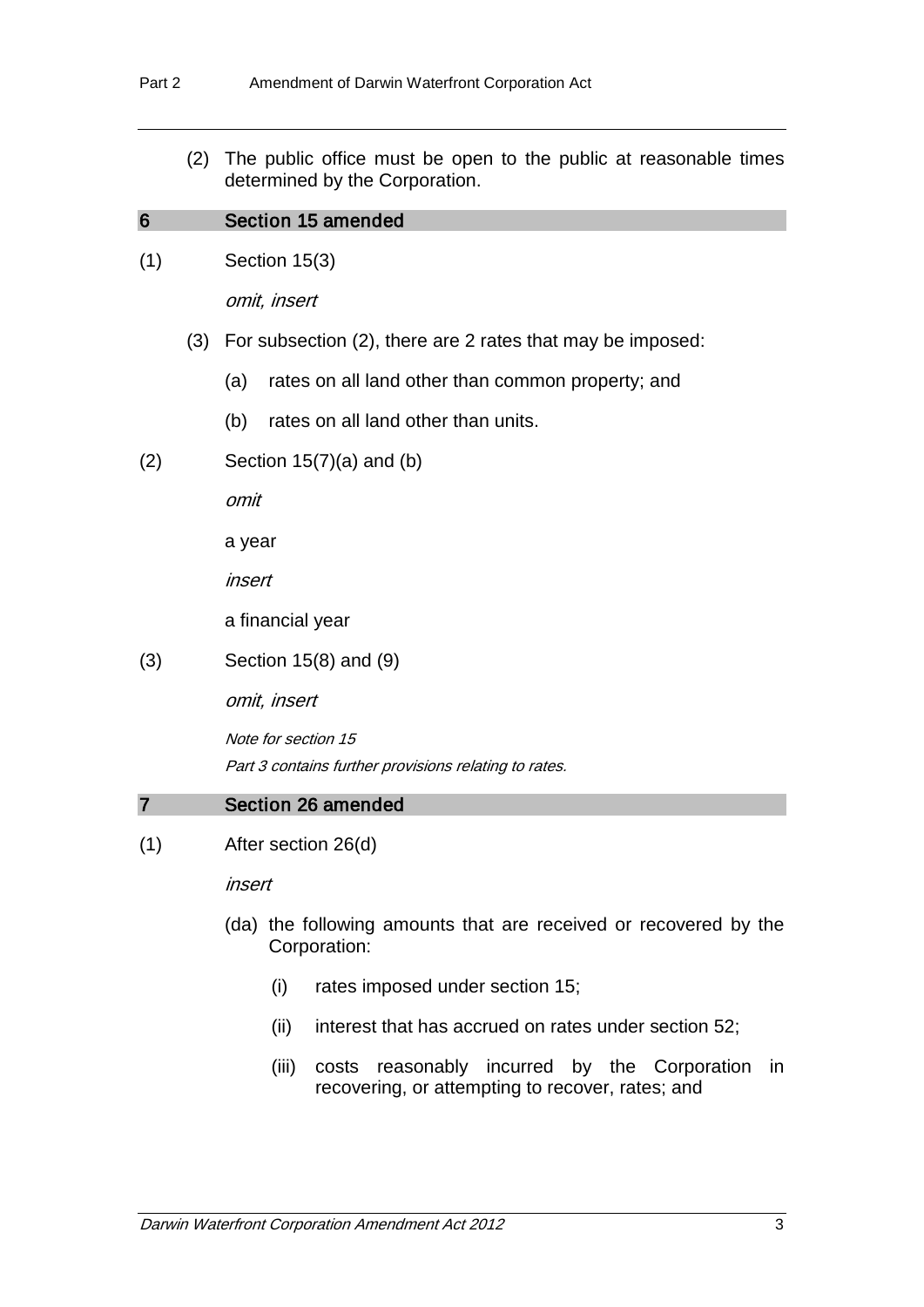(2) The public office must be open to the public at reasonable times determined by the Corporation.

## 6 Section 15 amended

(1) Section 15(3)

*omit, insert*

(3) For subsection (2), there are 2 rates that may be imposed:

(a) rates on all land other than common property; and

(b) rates on all land other than units.

(2) Section 15(7)(a) and (b)

*omit*

a year

*insert*

a financial year

(3) Section 15(8) and (9)

*omit, insert*

*Note for section 15*

*Part 3 contains further provisions relating to rates.*

## 7 Section 26 amended

(1) After section 26(d)

*insert*

(da) the following amounts that are received or recovered by the Corporation:

(i) rates imposed under section 15;

(ii) interest that has accrued on rates under section 52;

(iii) costs reasonably incurred by the Corporation in recovering, or attempting to recover, rates; and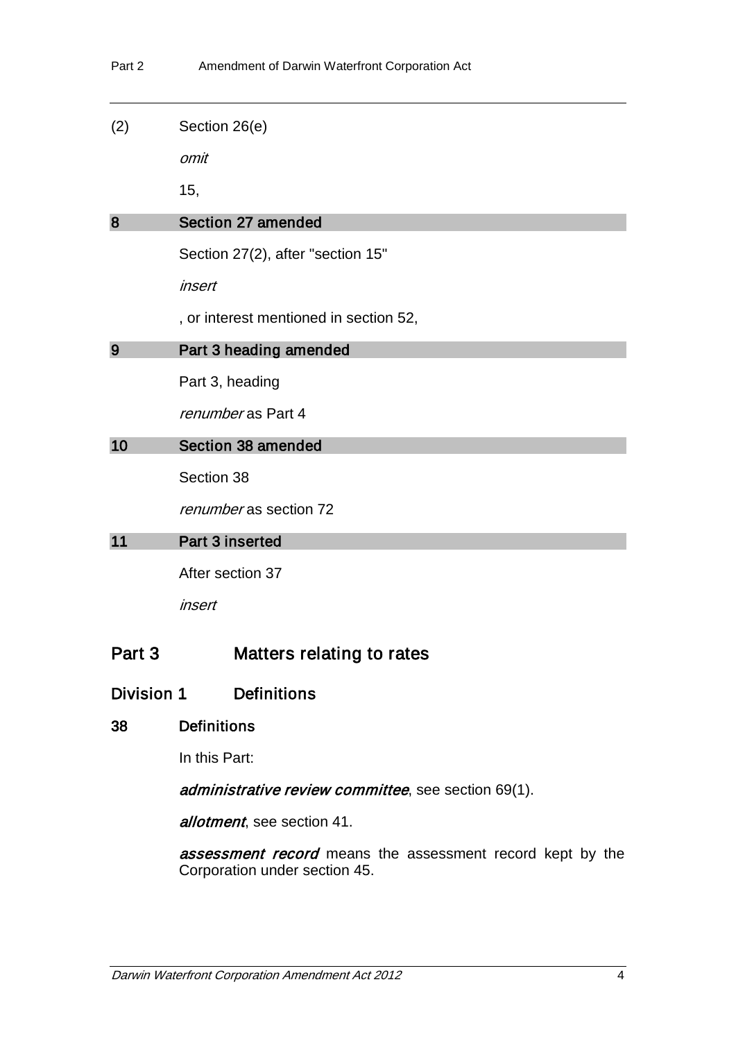(2) Section 26(e)

*omit*

15,

## 8 Section 27 amended

Section 27(2), after "section 15"

*insert*

, or interest mentioned in section 52,

## 9 Part 3 heading amended

Part 3, heading

*renumber* as Part 4

## 10 Section 38 amended

Section 38

*renumber* as section 72

## 11 Part 3 inserted

After section 37

*insert*

# Part 3 Matters relating to rates

## Division 1 Definitions

### 38 Definitions

In this Part:

***administrative review committee***, see section 69(1).

***allotment***, see section 41.

***assessment record*** means the assessment record kept by the Corporation under section 45.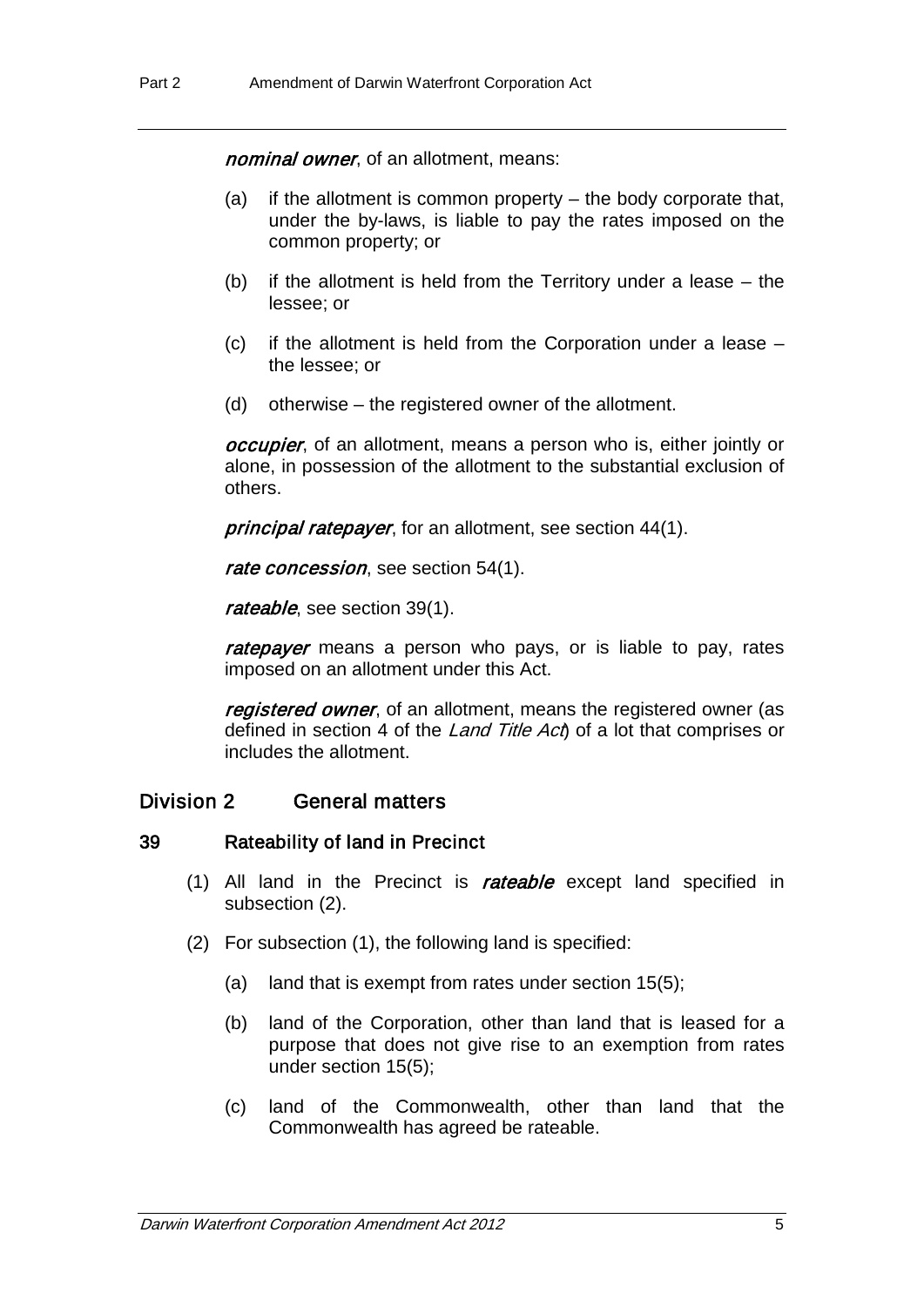***nominal owner***, of an allotment, means:

- (a) if the allotment is common property – the body corporate that, under the by-laws, is liable to pay the rates imposed on the common property; or
- (b) if the allotment is held from the Territory under a lease – the lessee; or
- (c) if the allotment is held from the Corporation under a lease – the lessee; or
- (d) otherwise – the registered owner of the allotment.

***occupier***, of an allotment, means a person who is, either jointly or alone, in possession of the allotment to the substantial exclusion of others.

***principal ratepayer***, for an allotment, see section 44(1).

***rate concession***, see section 54(1).

***rateable***, see section 39(1).

***ratepayer*** means a person who pays, or is liable to pay, rates imposed on an allotment under this Act.

***registered owner***, of an allotment, means the registered owner (as defined in section 4 of the *Land Title Act*) of a lot that comprises or includes the allotment.

## Division 2 General matters

### 39 Rateability of land in Precinct

(1) All land in the Precinct is ***rateable*** except land specified in subsection (2).

(2) For subsection (1), the following land is specified:

- (a) land that is exempt from rates under section 15(5);
- (b) land of the Corporation, other than land that is leased for a purpose that does not give rise to an exemption from rates under section 15(5);
- (c) land of the Commonwealth, other than land that the Commonwealth has agreed be rateable.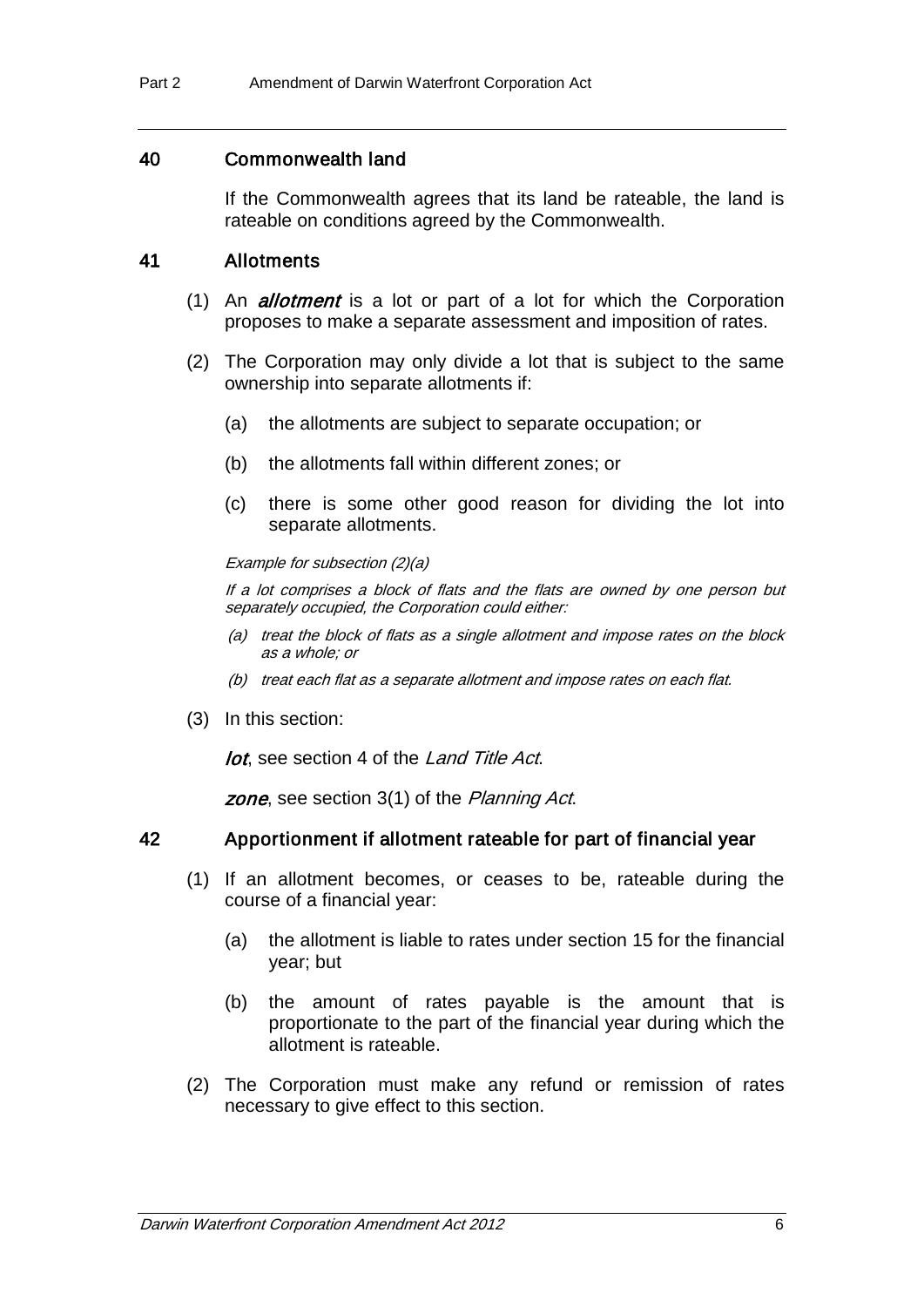## 40 Commonwealth land

If the Commonwealth agrees that its land be rateable, the land is rateable on conditions agreed by the Commonwealth.

## 41 Allotments

(1) An ***allotment*** is a lot or part of a lot for which the Corporation proposes to make a separate assessment and imposition of rates.

(2) The Corporation may only divide a lot that is subject to the same ownership into separate allotments if:

- (a) the allotments are subject to separate occupation; or
- (b) the allotments fall within different zones; or
- (c) there is some other good reason for dividing the lot into separate allotments.

*Example for subsection (2)(a)*

*If a lot comprises a block of flats and the flats are owned by one person but separately occupied, the Corporation could either:*

- *(a) treat the block of flats as a single allotment and impose rates on the block as a whole; or*
- *(b) treat each flat as a separate allotment and impose rates on each flat.*

(3) In this section:

***lot***, see section 4 of the *Land Title Act*.

***zone***, see section 3(1) of the *Planning Act*.

## 42 Apportionment if allotment rateable for part of financial year

(1) If an allotment becomes, or ceases to be, rateable during the course of a financial year:

- (a) the allotment is liable to rates under section 15 for the financial year; but
- (b) the amount of rates payable is the amount that is proportionate to the part of the financial year during which the allotment is rateable.

(2) The Corporation must make any refund or remission of rates necessary to give effect to this section.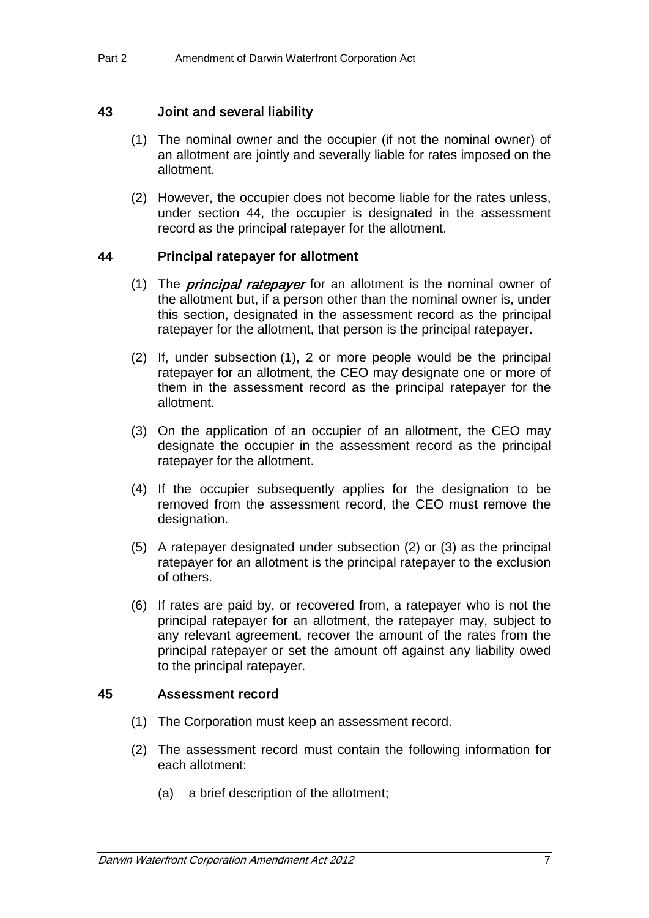### 43 Joint and several liability

(1) The nominal owner and the occupier (if not the nominal owner) of an allotment are jointly and severally liable for rates imposed on the allotment.

(2) However, the occupier does not become liable for the rates unless, under section 44, the occupier is designated in the assessment record as the principal ratepayer for the allotment.

### 44 Principal ratepayer for allotment

(1) The ***principal ratepayer*** for an allotment is the nominal owner of the allotment but, if a person other than the nominal owner is, under this section, designated in the assessment record as the principal ratepayer for the allotment, that person is the principal ratepayer.

(2) If, under subsection (1), 2 or more people would be the principal ratepayer for an allotment, the CEO may designate one or more of them in the assessment record as the principal ratepayer for the allotment.

(3) On the application of an occupier of an allotment, the CEO may designate the occupier in the assessment record as the principal ratepayer for the allotment.

(4) If the occupier subsequently applies for the designation to be removed from the assessment record, the CEO must remove the designation.

(5) A ratepayer designated under subsection (2) or (3) as the principal ratepayer for an allotment is the principal ratepayer to the exclusion of others.

(6) If rates are paid by, or recovered from, a ratepayer who is not the principal ratepayer for an allotment, the ratepayer may, subject to any relevant agreement, recover the amount of the rates from the principal ratepayer or set the amount off against any liability owed to the principal ratepayer.

### 45 Assessment record

(1) The Corporation must keep an assessment record.

(2) The assessment record must contain the following information for each allotment:

(a) a brief description of the allotment;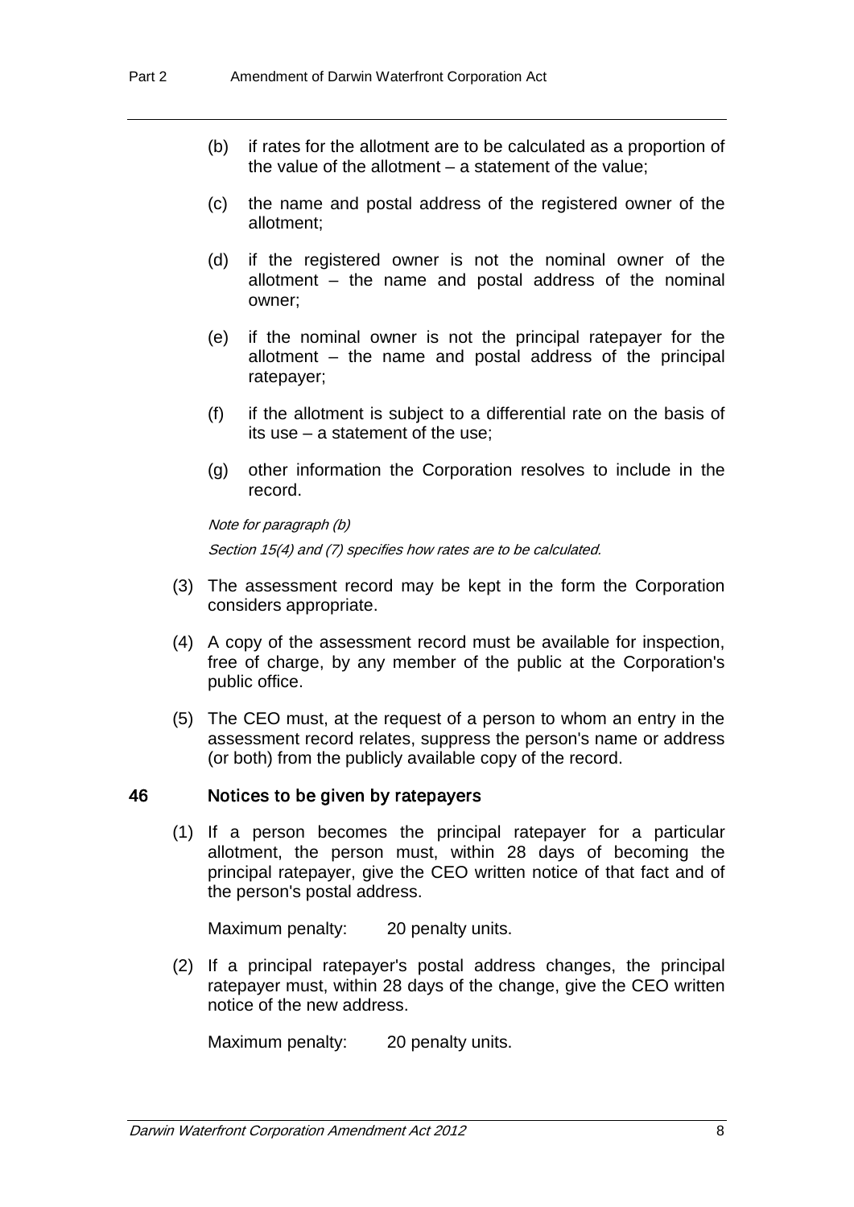(b) if rates for the allotment are to be calculated as a proportion of the value of the allotment – a statement of the value;

(c) the name and postal address of the registered owner of the allotment;

(d) if the registered owner is not the nominal owner of the allotment – the name and postal address of the nominal owner;

(e) if the nominal owner is not the principal ratepayer for the allotment – the name and postal address of the principal ratepayer;

(f) if the allotment is subject to a differential rate on the basis of its use – a statement of the use;

(g) other information the Corporation resolves to include in the record.

*Note for paragraph (b)*

*Section 15(4) and (7) specifies how rates are to be calculated.*

(3) The assessment record may be kept in the form the Corporation considers appropriate.

(4) A copy of the assessment record must be available for inspection, free of charge, by any member of the public at the Corporation's public office.

(5) The CEO must, at the request of a person to whom an entry in the assessment record relates, suppress the person's name or address (or both) from the publicly available copy of the record.

### 46 Notices to be given by ratepayers

(1) If a person becomes the principal ratepayer for a particular allotment, the person must, within 28 days of becoming the principal ratepayer, give the CEO written notice of that fact and of the person's postal address.

Maximum penalty: 20 penalty units.

(2) If a principal ratepayer's postal address changes, the principal ratepayer must, within 28 days of the change, give the CEO written notice of the new address.

Maximum penalty: 20 penalty units.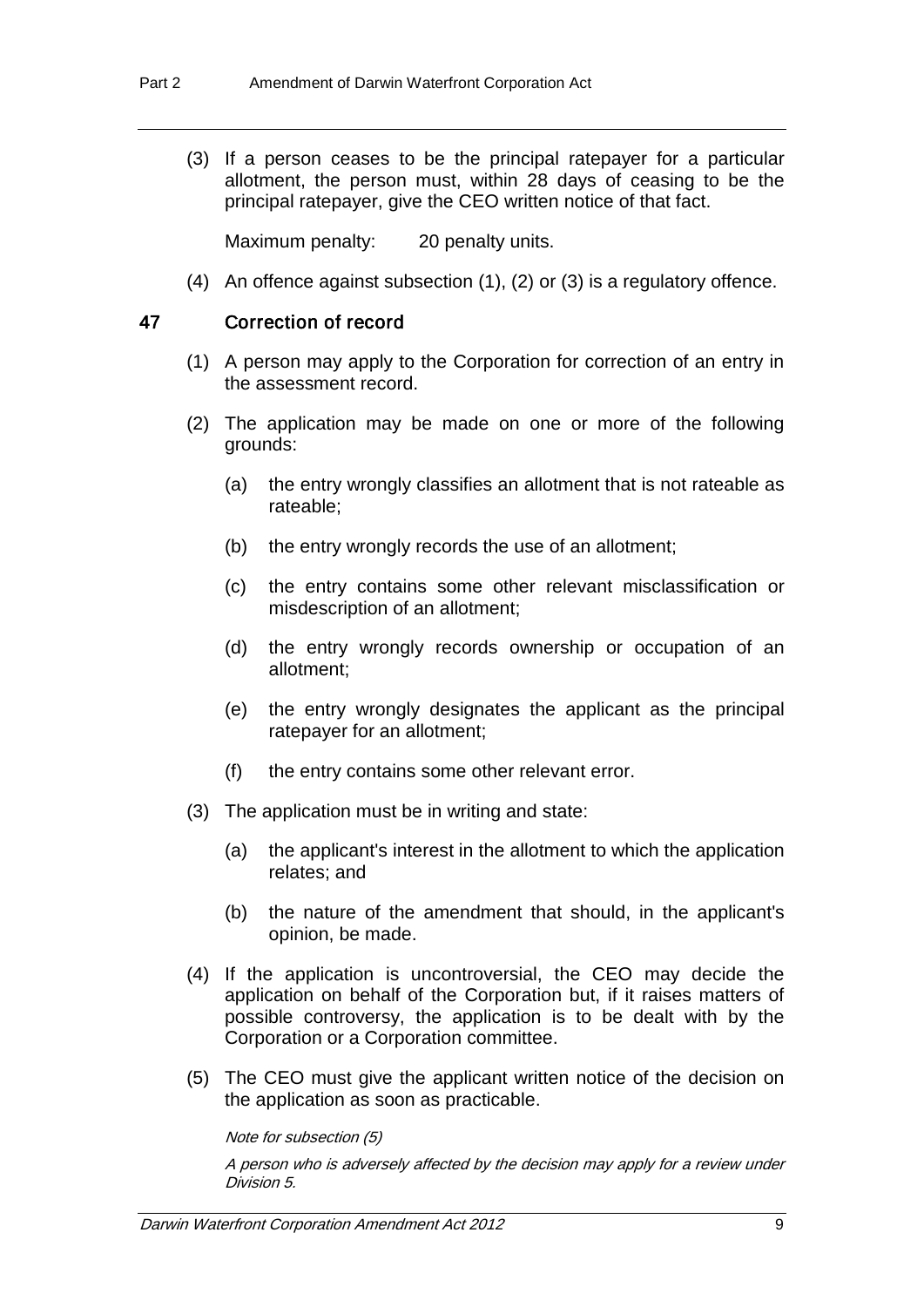(3) If a person ceases to be the principal ratepayer for a particular allotment, the person must, within 28 days of ceasing to be the principal ratepayer, give the CEO written notice of that fact.

Maximum penalty: 20 penalty units.

(4) An offence against subsection (1), (2) or (3) is a regulatory offence.

### 47 Correction of record

(1) A person may apply to the Corporation for correction of an entry in the assessment record.

(2) The application may be made on one or more of the following grounds:

(a) the entry wrongly classifies an allotment that is not rateable as rateable;

(b) the entry wrongly records the use of an allotment;

(c) the entry contains some other relevant misclassification or misdescription of an allotment;

(d) the entry wrongly records ownership or occupation of an allotment;

(e) the entry wrongly designates the applicant as the principal ratepayer for an allotment;

(f) the entry contains some other relevant error.

(3) The application must be in writing and state:

(a) the applicant's interest in the allotment to which the application relates; and

(b) the nature of the amendment that should, in the applicant's opinion, be made.

(4) If the application is uncontroversial, the CEO may decide the application on behalf of the Corporation but, if it raises matters of possible controversy, the application is to be dealt with by the Corporation or a Corporation committee.

(5) The CEO must give the applicant written notice of the decision on the application as soon as practicable.

*Note for subsection (5)*

*A person who is adversely affected by the decision may apply for a review under Division 5.*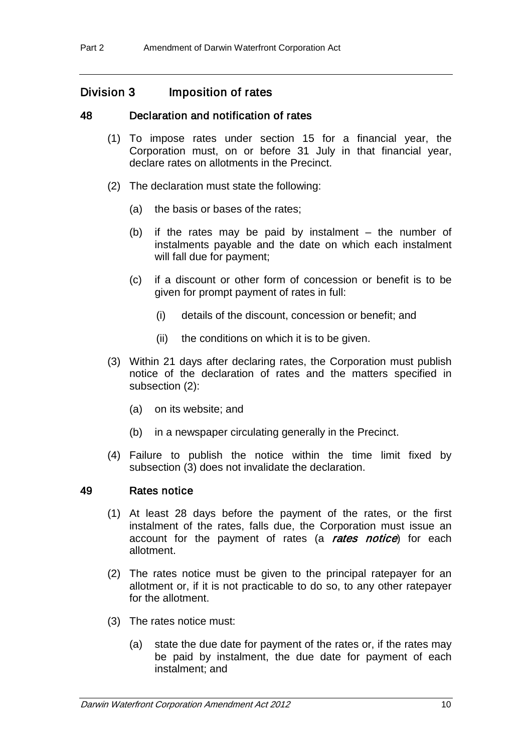## Division 3 Imposition of rates

### 48 Declaration and notification of rates

(1) To impose rates under section 15 for a financial year, the Corporation must, on or before 31 July in that financial year, declare rates on allotments in the Precinct.

(2) The declaration must state the following:

(a) the basis or bases of the rates;

(b) if the rates may be paid by instalment – the number of instalments payable and the date on which each instalment will fall due for payment;

(c) if a discount or other form of concession or benefit is to be given for prompt payment of rates in full:

(i) details of the discount, concession or benefit; and

(ii) the conditions on which it is to be given.

(3) Within 21 days after declaring rates, the Corporation must publish notice of the declaration of rates and the matters specified in subsection (2):

(a) on its website; and

(b) in a newspaper circulating generally in the Precinct.

(4) Failure to publish the notice within the time limit fixed by subsection (3) does not invalidate the declaration.

### 49 Rates notice

(1) At least 28 days before the payment of the rates, or the first instalment of the rates, falls due, the Corporation must issue an account for the payment of rates (a ***rates notice***) for each allotment.

(2) The rates notice must be given to the principal ratepayer for an allotment or, if it is not practicable to do so, to any other ratepayer for the allotment.

(3) The rates notice must:

(a) state the due date for payment of the rates or, if the rates may be paid by instalment, the due date for payment of each instalment; and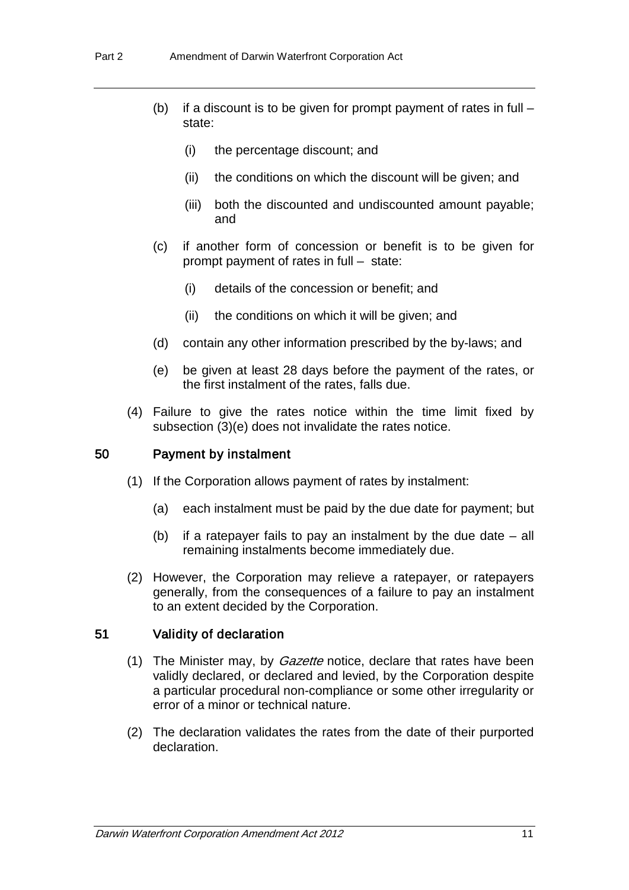(b) if a discount is to be given for prompt payment of rates in full – state:

   (i) the percentage discount; and

   (ii) the conditions on which the discount will be given; and

   (iii) both the discounted and undiscounted amount payable; and

(c) if another form of concession or benefit is to be given for prompt payment of rates in full – state:

   (i) details of the concession or benefit; and

   (ii) the conditions on which it will be given; and

(d) contain any other information prescribed by the by-laws; and

(e) be given at least 28 days before the payment of the rates, or the first instalment of the rates, falls due.

(4) Failure to give the rates notice within the time limit fixed by subsection (3)(e) does not invalidate the rates notice.

### 50 Payment by instalment

(1) If the Corporation allows payment of rates by instalment:

   (a) each instalment must be paid by the due date for payment; but

   (b) if a ratepayer fails to pay an instalment by the due date – all remaining instalments become immediately due.

(2) However, the Corporation may relieve a ratepayer, or ratepayers generally, from the consequences of a failure to pay an instalment to an extent decided by the Corporation.

### 51 Validity of declaration

(1) The Minister may, by *Gazette* notice, declare that rates have been validly declared, or declared and levied, by the Corporation despite a particular procedural non-compliance or some other irregularity or error of a minor or technical nature.

(2) The declaration validates the rates from the date of their purported declaration.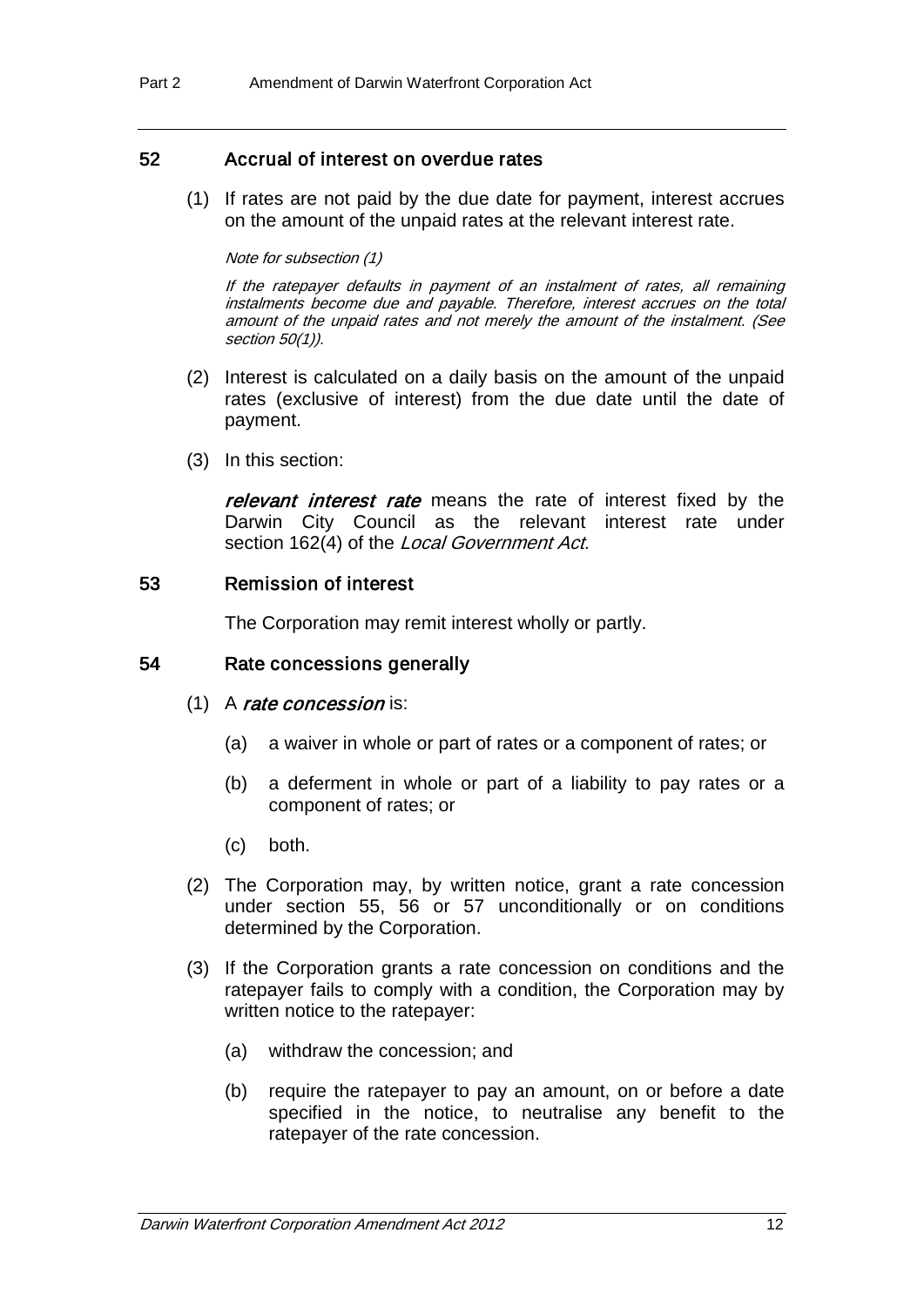### 52 Accrual of interest on overdue rates

(1) If rates are not paid by the due date for payment, interest accrues on the amount of the unpaid rates at the relevant interest rate.

*Note for subsection (1)*

*If the ratepayer defaults in payment of an instalment of rates, all remaining instalments become due and payable. Therefore, interest accrues on the total amount of the unpaid rates and not merely the amount of the instalment. (See section 50(1)).*

(2) Interest is calculated on a daily basis on the amount of the unpaid rates (exclusive of interest) from the due date until the date of payment.

(3) In this section:

***relevant interest rate*** means the rate of interest fixed by the Darwin City Council as the relevant interest rate under section 162(4) of the *Local Government Act.*

### 53 Remission of interest

The Corporation may remit interest wholly or partly.

### 54 Rate concessions generally

(1) A ***rate concession*** is:

- (a) a waiver in whole or part of rates or a component of rates; or
- (b) a deferment in whole or part of a liability to pay rates or a component of rates; or
- (c) both.

(2) The Corporation may, by written notice, grant a rate concession under section 55, 56 or 57 unconditionally or on conditions determined by the Corporation.

(3) If the Corporation grants a rate concession on conditions and the ratepayer fails to comply with a condition, the Corporation may by written notice to the ratepayer:

- (a) withdraw the concession; and
- (b) require the ratepayer to pay an amount, on or before a date specified in the notice, to neutralise any benefit to the ratepayer of the rate concession.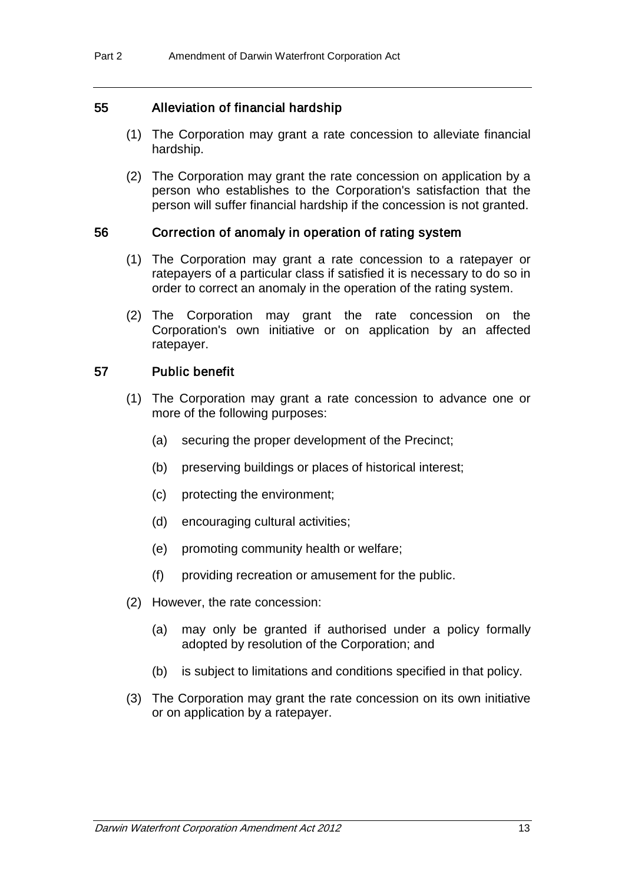### 55 Alleviation of financial hardship

(1) The Corporation may grant a rate concession to alleviate financial hardship.

(2) The Corporation may grant the rate concession on application by a person who establishes to the Corporation's satisfaction that the person will suffer financial hardship if the concession is not granted.

### 56 Correction of anomaly in operation of rating system

(1) The Corporation may grant a rate concession to a ratepayer or ratepayers of a particular class if satisfied it is necessary to do so in order to correct an anomaly in the operation of the rating system.

(2) The Corporation may grant the rate concession on the Corporation's own initiative or on application by an affected ratepayer.

### 57 Public benefit

(1) The Corporation may grant a rate concession to advance one or more of the following purposes:

(a) securing the proper development of the Precinct;

(b) preserving buildings or places of historical interest;

(c) protecting the environment;

(d) encouraging cultural activities;

(e) promoting community health or welfare;

(f) providing recreation or amusement for the public.

(2) However, the rate concession:

(a) may only be granted if authorised under a policy formally adopted by resolution of the Corporation; and

(b) is subject to limitations and conditions specified in that policy.

(3) The Corporation may grant the rate concession on its own initiative or on application by a ratepayer.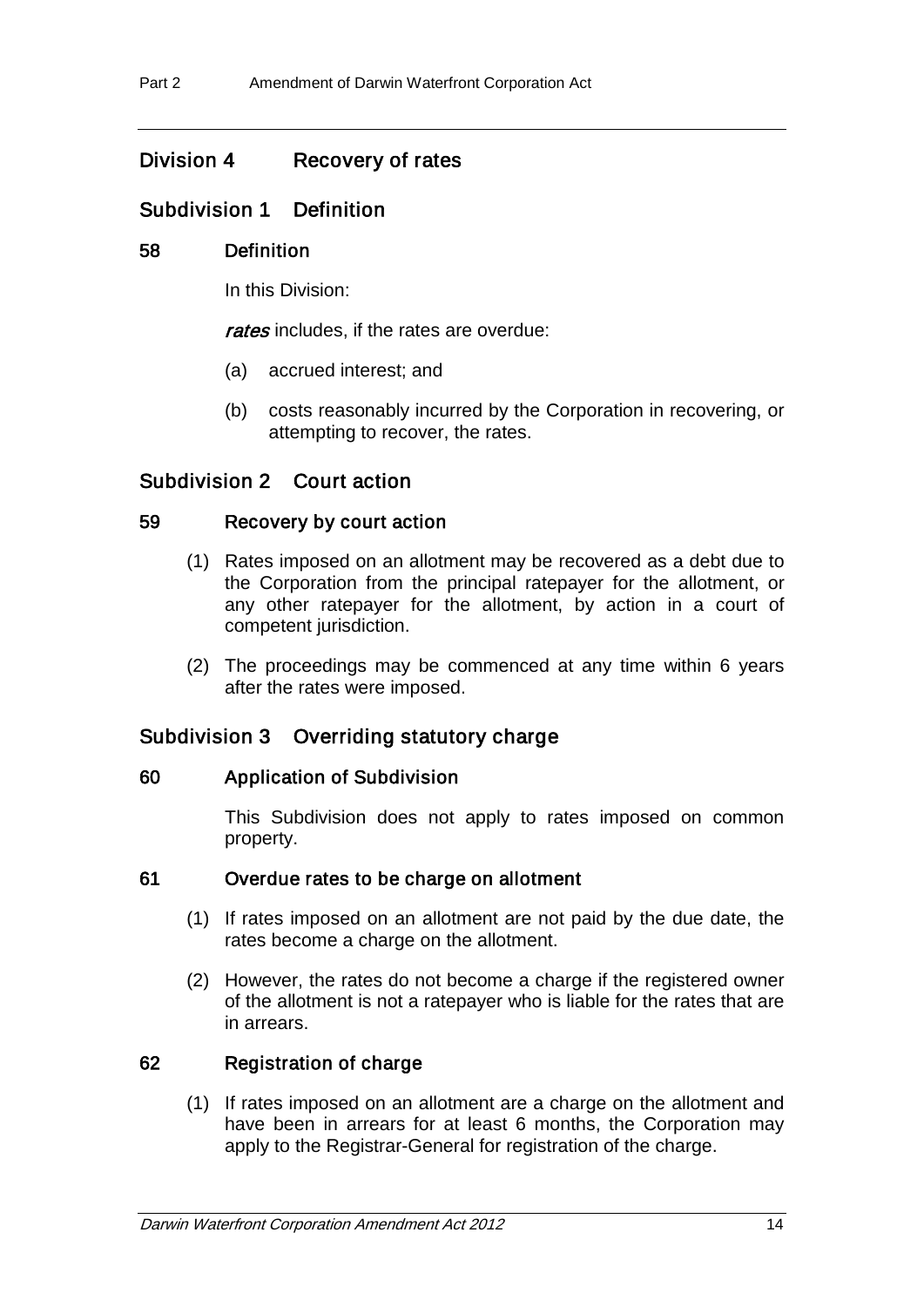## Division 4 Recovery of rates

### Subdivision 1 Definition

#### 58 Definition

In this Division:

***rates*** includes, if the rates are overdue:

(a) accrued interest; and

(b) costs reasonably incurred by the Corporation in recovering, or attempting to recover, the rates.

### Subdivision 2 Court action

#### 59 Recovery by court action

(1) Rates imposed on an allotment may be recovered as a debt due to the Corporation from the principal ratepayer for the allotment, or any other ratepayer for the allotment, by action in a court of competent jurisdiction.

(2) The proceedings may be commenced at any time within 6 years after the rates were imposed.

### Subdivision 3 Overriding statutory charge

#### 60 Application of Subdivision

This Subdivision does not apply to rates imposed on common property.

#### 61 Overdue rates to be charge on allotment

(1) If rates imposed on an allotment are not paid by the due date, the rates become a charge on the allotment.

(2) However, the rates do not become a charge if the registered owner of the allotment is not a ratepayer who is liable for the rates that are in arrears.

#### 62 Registration of charge

(1) If rates imposed on an allotment are a charge on the allotment and have been in arrears for at least 6 months, the Corporation may apply to the Registrar-General for registration of the charge.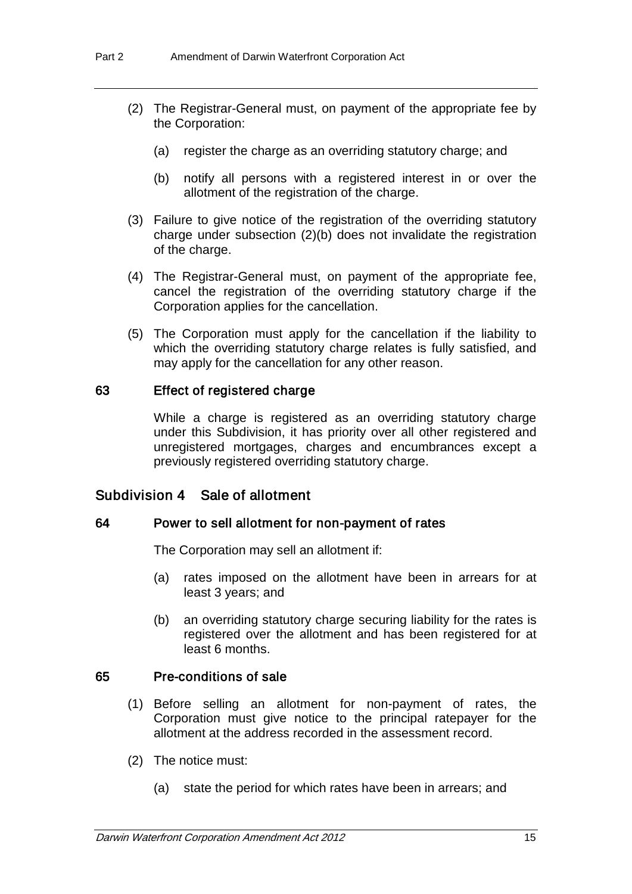(2) The Registrar-General must, on payment of the appropriate fee by the Corporation:

(a) register the charge as an overriding statutory charge; and

(b) notify all persons with a registered interest in or over the allotment of the registration of the charge.

(3) Failure to give notice of the registration of the overriding statutory charge under subsection (2)(b) does not invalidate the registration of the charge.

(4) The Registrar-General must, on payment of the appropriate fee, cancel the registration of the overriding statutory charge if the Corporation applies for the cancellation.

(5) The Corporation must apply for the cancellation if the liability to which the overriding statutory charge relates is fully satisfied, and may apply for the cancellation for any other reason.

### 63 Effect of registered charge

While a charge is registered as an overriding statutory charge under this Subdivision, it has priority over all other registered and unregistered mortgages, charges and encumbrances except a previously registered overriding statutory charge.

## Subdivision 4 Sale of allotment

### 64 Power to sell allotment for non-payment of rates

The Corporation may sell an allotment if:

(a) rates imposed on the allotment have been in arrears for at least 3 years; and

(b) an overriding statutory charge securing liability for the rates is registered over the allotment and has been registered for at least 6 months.

### 65 Pre-conditions of sale

(1) Before selling an allotment for non-payment of rates, the Corporation must give notice to the principal ratepayer for the allotment at the address recorded in the assessment record.

(2) The notice must:

(a) state the period for which rates have been in arrears; and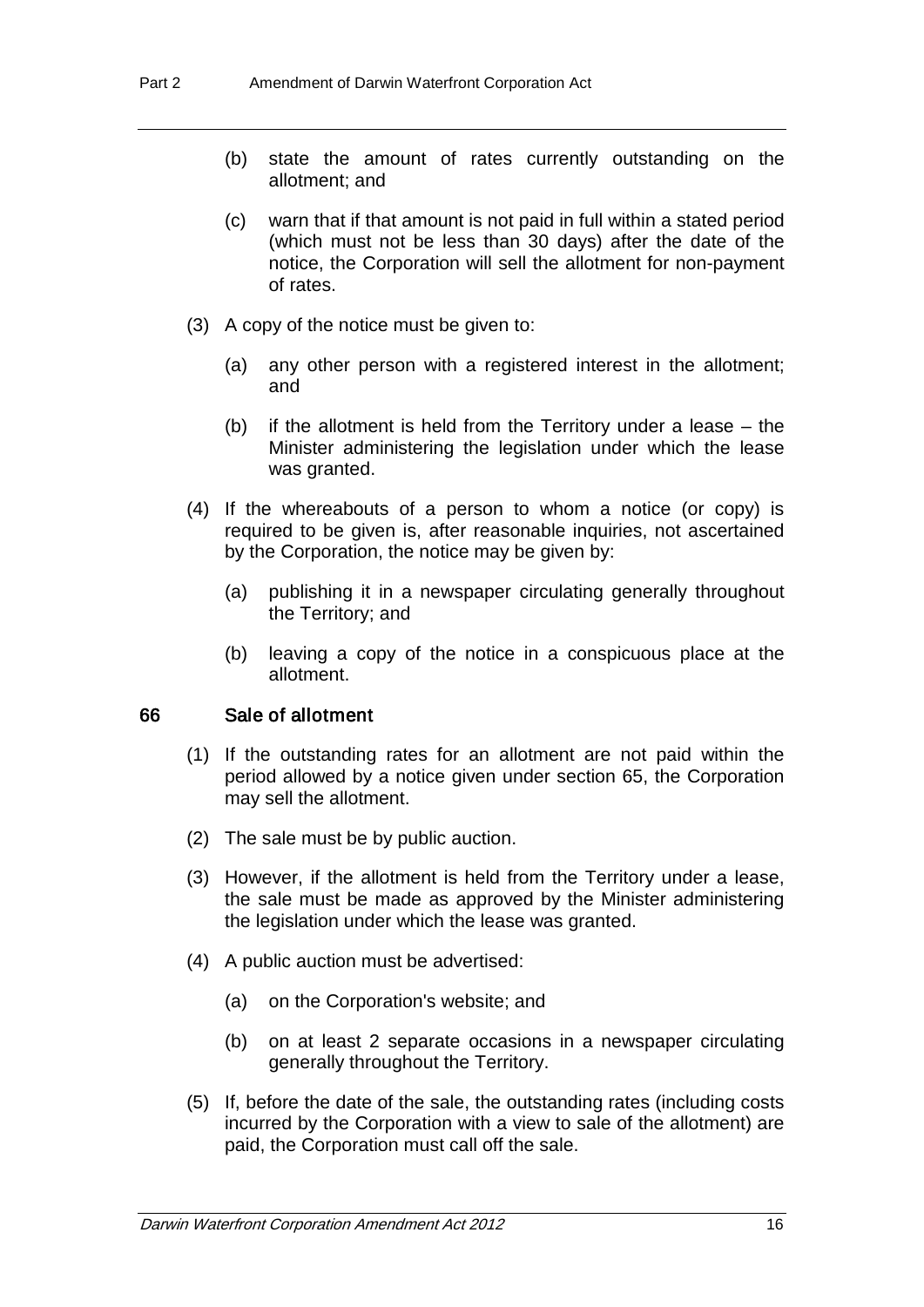(b) state the amount of rates currently outstanding on the allotment; and

(c) warn that if that amount is not paid in full within a stated period (which must not be less than 30 days) after the date of the notice, the Corporation will sell the allotment for non-payment of rates.

(3) A copy of the notice must be given to:

(a) any other person with a registered interest in the allotment; and

(b) if the allotment is held from the Territory under a lease – the Minister administering the legislation under which the lease was granted.

(4) If the whereabouts of a person to whom a notice (or copy) is required to be given is, after reasonable inquiries, not ascertained by the Corporation, the notice may be given by:

(a) publishing it in a newspaper circulating generally throughout the Territory; and

(b) leaving a copy of the notice in a conspicuous place at the allotment.

### 66 Sale of allotment

(1) If the outstanding rates for an allotment are not paid within the period allowed by a notice given under section 65, the Corporation may sell the allotment.

(2) The sale must be by public auction.

(3) However, if the allotment is held from the Territory under a lease, the sale must be made as approved by the Minister administering the legislation under which the lease was granted.

(4) A public auction must be advertised:

(a) on the Corporation's website; and

(b) on at least 2 separate occasions in a newspaper circulating generally throughout the Territory.

(5) If, before the date of the sale, the outstanding rates (including costs incurred by the Corporation with a view to sale of the allotment) are paid, the Corporation must call off the sale.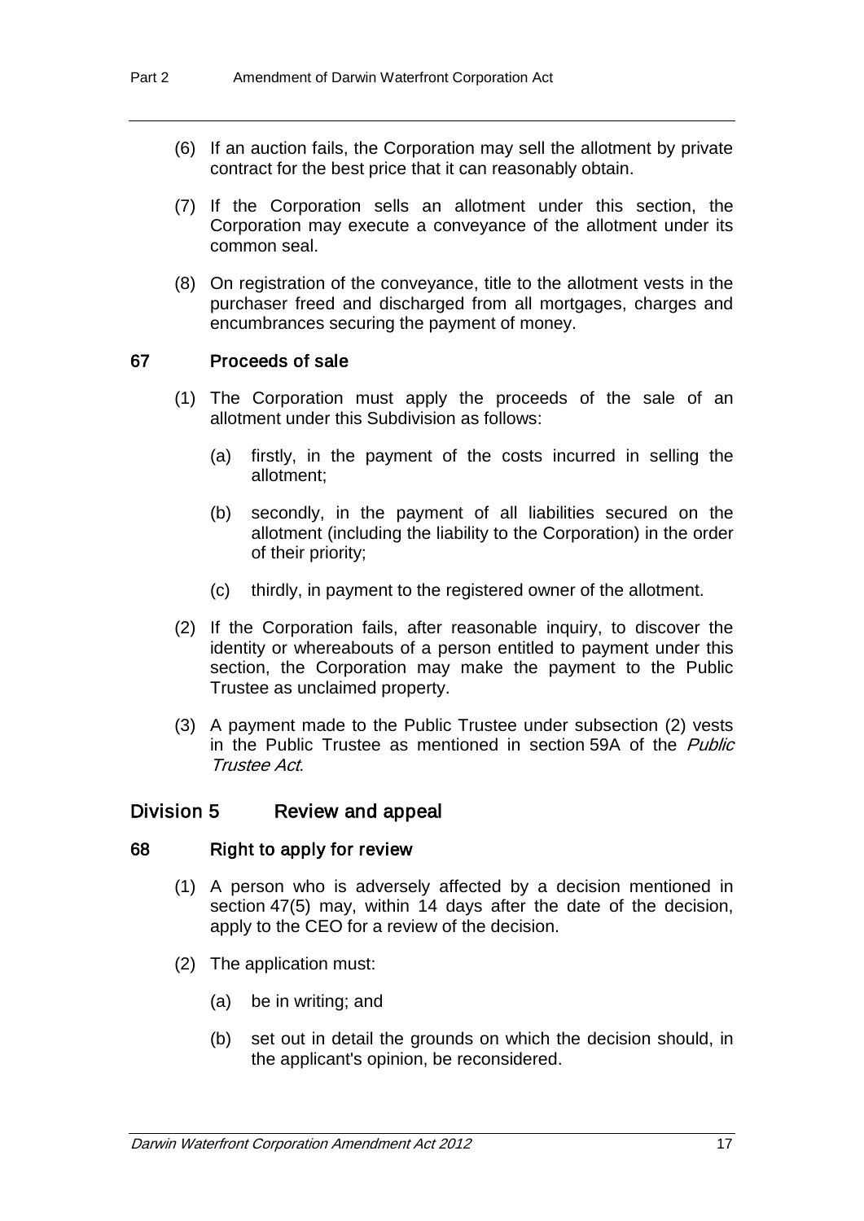(6) If an auction fails, the Corporation may sell the allotment by private contract for the best price that it can reasonably obtain.

(7) If the Corporation sells an allotment under this section, the Corporation may execute a conveyance of the allotment under its common seal.

(8) On registration of the conveyance, title to the allotment vests in the purchaser freed and discharged from all mortgages, charges and encumbrances securing the payment of money.

### 67 Proceeds of sale

(1) The Corporation must apply the proceeds of the sale of an allotment under this Subdivision as follows:

(a) firstly, in the payment of the costs incurred in selling the allotment;

(b) secondly, in the payment of all liabilities secured on the allotment (including the liability to the Corporation) in the order of their priority;

(c) thirdly, in payment to the registered owner of the allotment.

(2) If the Corporation fails, after reasonable inquiry, to discover the identity or whereabouts of a person entitled to payment under this section, the Corporation may make the payment to the Public Trustee as unclaimed property.

(3) A payment made to the Public Trustee under subsection (2) vests in the Public Trustee as mentioned in section 59A of the *Public Trustee Act*.

## Division 5 Review and appeal

### 68 Right to apply for review

(1) A person who is adversely affected by a decision mentioned in section 47(5) may, within 14 days after the date of the decision, apply to the CEO for a review of the decision.

(2) The application must:

(a) be in writing; and

(b) set out in detail the grounds on which the decision should, in the applicant's opinion, be reconsidered.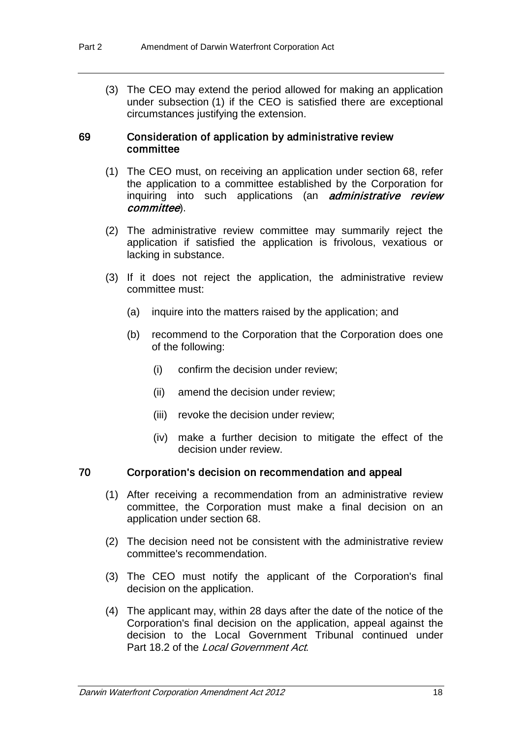(3) The CEO may extend the period allowed for making an application under subsection (1) if the CEO is satisfied there are exceptional circumstances justifying the extension.

### 69 Consideration of application by administrative review committee

(1) The CEO must, on receiving an application under section 68, refer the application to a committee established by the Corporation for inquiring into such applications (an ***administrative review committee***).

(2) The administrative review committee may summarily reject the application if satisfied the application is frivolous, vexatious or lacking in substance.

(3) If it does not reject the application, the administrative review committee must:

(a) inquire into the matters raised by the application; and

(b) recommend to the Corporation that the Corporation does one of the following:

(i) confirm the decision under review;

(ii) amend the decision under review;

(iii) revoke the decision under review;

(iv) make a further decision to mitigate the effect of the decision under review.

### 70 Corporation's decision on recommendation and appeal

(1) After receiving a recommendation from an administrative review committee, the Corporation must make a final decision on an application under section 68.

(2) The decision need not be consistent with the administrative review committee's recommendation.

(3) The CEO must notify the applicant of the Corporation's final decision on the application.

(4) The applicant may, within 28 days after the date of the notice of the Corporation's final decision on the application, appeal against the decision to the Local Government Tribunal continued under Part 18.2 of the *Local Government Act*.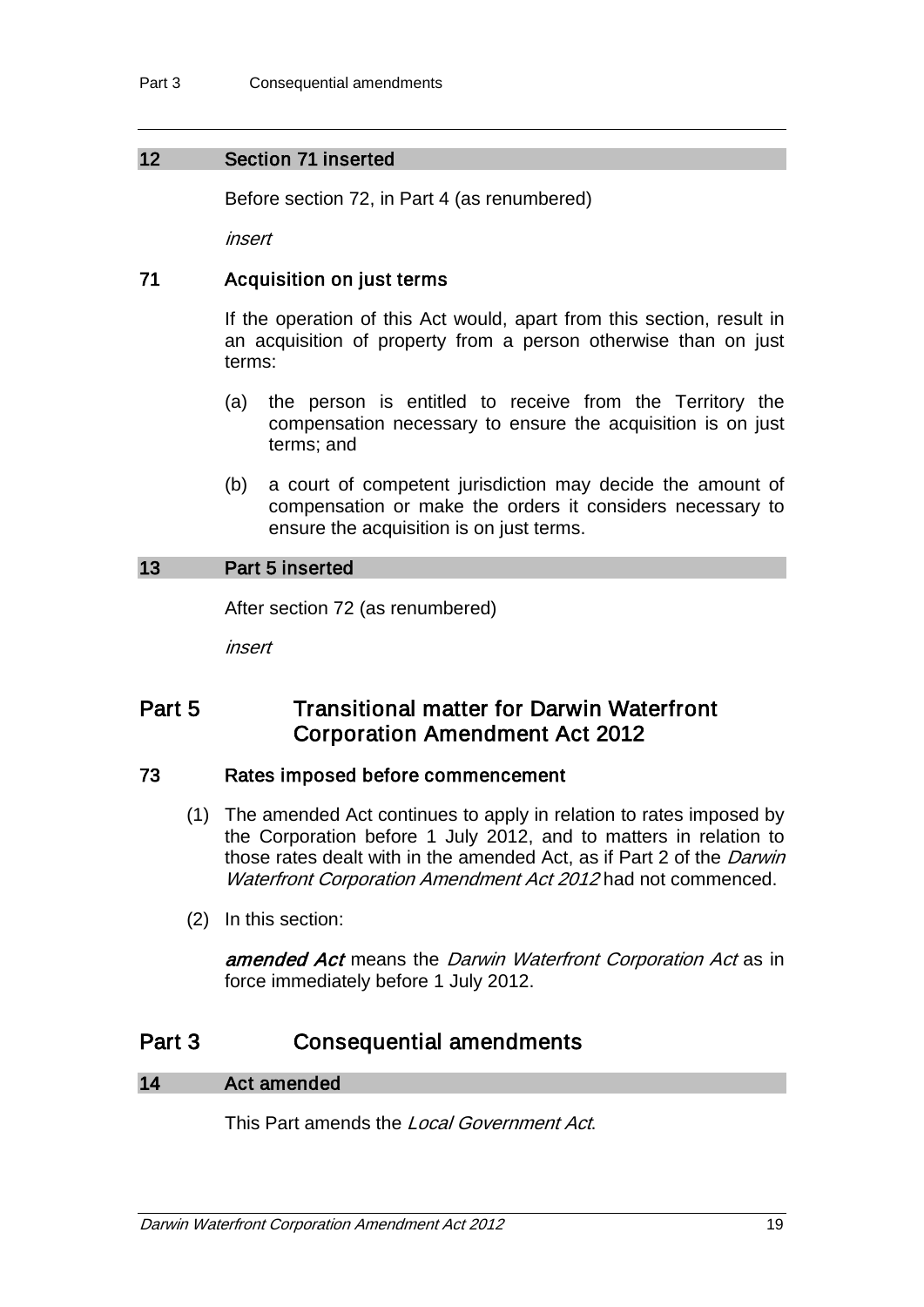### 12 Section 71 inserted

Before section 72, in Part 4 (as renumbered)

*insert*

### 71 Acquisition on just terms

If the operation of this Act would, apart from this section, result in an acquisition of property from a person otherwise than on just terms:

(a) the person is entitled to receive from the Territory the compensation necessary to ensure the acquisition is on just terms; and

(b) a court of competent jurisdiction may decide the amount of compensation or make the orders it considers necessary to ensure the acquisition is on just terms.

### 13 Part 5 inserted

After section 72 (as renumbered)

*insert*

## Part 5 Transitional matter for Darwin Waterfront Corporation Amendment Act 2012

### 73 Rates imposed before commencement

(1) The amended Act continues to apply in relation to rates imposed by the Corporation before 1 July 2012, and to matters in relation to those rates dealt with in the amended Act, as if Part 2 of the *Darwin Waterfront Corporation Amendment Act 2012* had not commenced.

(2) In this section:

***amended Act*** means the *Darwin Waterfront Corporation Act* as in force immediately before 1 July 2012.

## Part 3 Consequential amendments

### 14 Act amended

This Part amends the *Local Government Act*.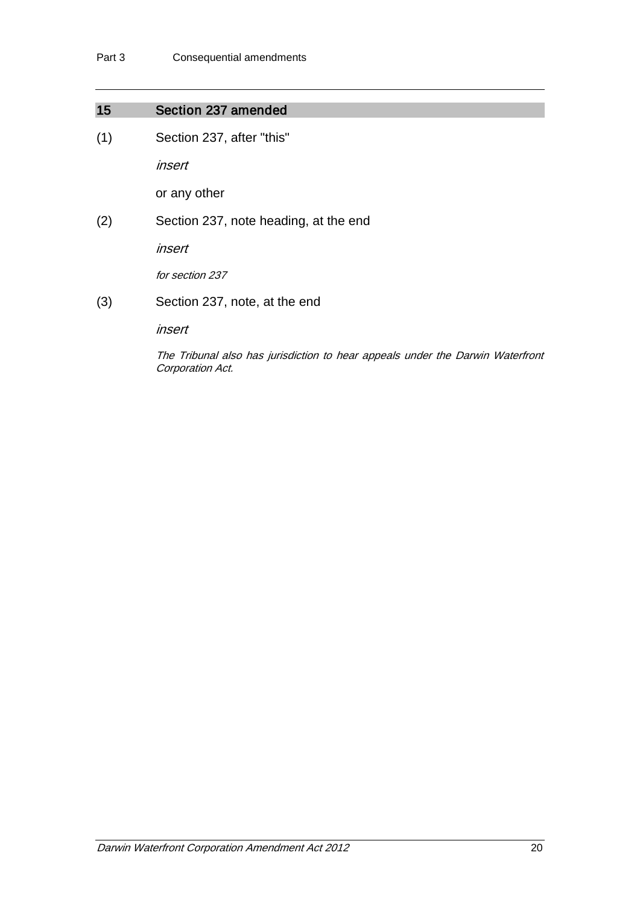## 15 Section 237 amended

(1) Section 237, after "this"

*insert*

or any other

(2) Section 237, note heading, at the end

*insert*

*for section 237*

(3) Section 237, note, at the end

*insert*

*The Tribunal also has jurisdiction to hear appeals under the Darwin Waterfront Corporation Act.*